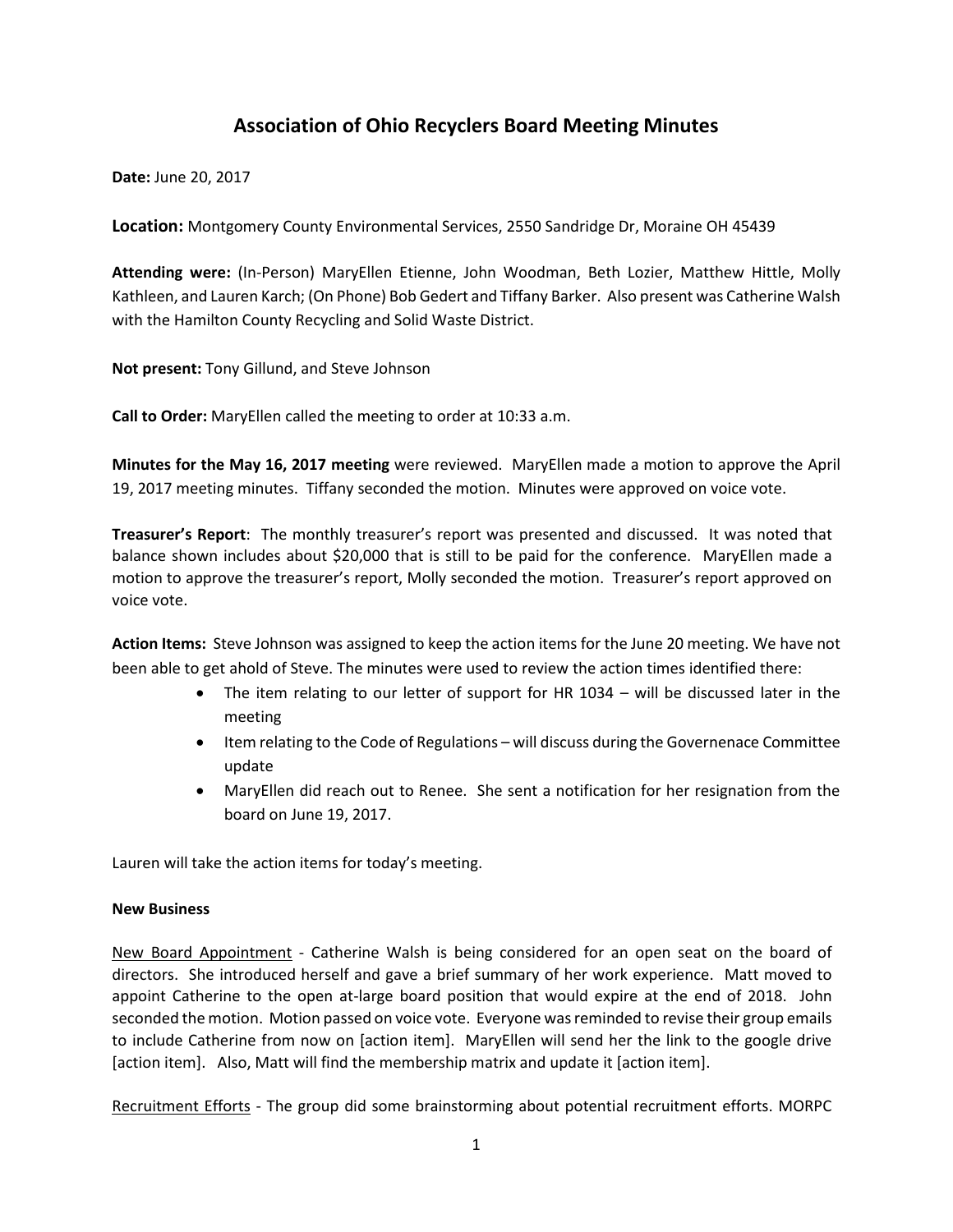# Association of Ohio Recyclers Board Meeting Minutes

**Date:** June 20, 2017

**Location:** Montgomery County Environmental Services, 2550 Sandridge Dr, Moraine OH 45439

**Attending were:** (In-Person) MaryEllen Etienne, John Woodman, Beth Lozier, Matthew Hittle, Molly Kathleen, and Lauren Karch; (On Phone) Bob Gedert and Tiffany Barker. Also present was Catherine Walsh with the Hamilton County Recycling and Solid Waste District.

**Not present:** Tony Gillund, and Steve Johnson

**Call to Order:** MaryEllen called the meeting to order at 10:33 a.m.

**Minutes for the May 16, 2017 meeting** were reviewed. MaryEllen made a motion to approve the April 19, 2017 meeting minutes. Tiffany seconded the motion. Minutes were approved on voice vote.

**Treasurer's Report**: The monthly treasurer's report was presented and discussed. It was noted that balance shown includes about $20,000 that is still to be paid for the conference. MaryEllen made a motion to approve the treasurer's report, Molly seconded the motion. Treasurer's report approved on voice vote.

**Action Items:** Steve Johnson was assigned to keep the action items for the June 20 meeting. We have not been able to get ahold of Steve. The minutes were used to review the action times identified there:

- The item relating to our letter of support for HR 1034 – will be discussed later in the meeting
- Item relating to the Code of Regulations – will discuss during the Governenace Committee update
- MaryEllen did reach out to Renee. She sent a notification for her resignation from the board on June 19, 2017.

Lauren will take the action items for today's meeting.

**New Business**

New Board Appointment - Catherine Walsh is being considered for an open seat on the board of directors. She introduced herself and gave a brief summary of her work experience. Matt moved to appoint Catherine to the open at-large board position that would expire at the end of 2018. John seconded the motion. Motion passed on voice vote. Everyone was reminded to revise their group emails to include Catherine from now on [action item]. MaryEllen will send her the link to the google drive [action item]. Also, Matt will find the membership matrix and update it [action item].

Recruitment Efforts - The group did some brainstorming about potential recruitment efforts. MORPC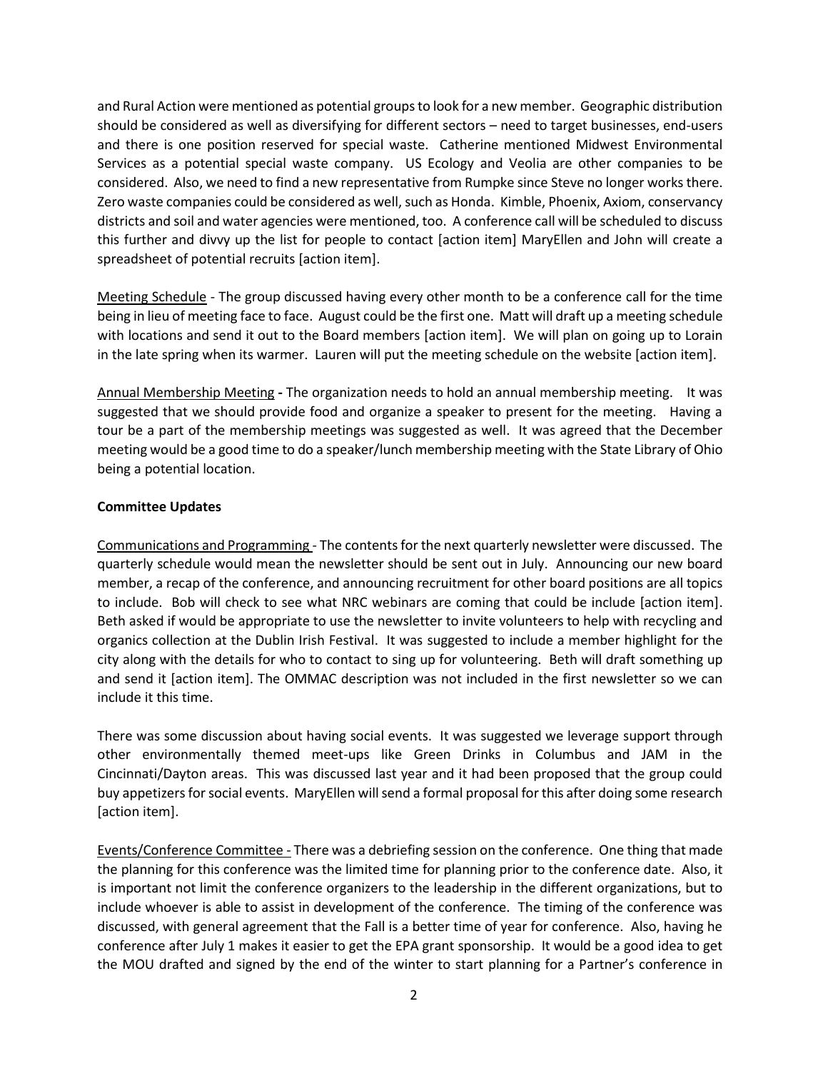and Rural Action were mentioned as potential groups to look for a new member. Geographic distribution should be considered as well as diversifying for different sectors – need to target businesses, end-users and there is one position reserved for special waste. Catherine mentioned Midwest Environmental Services as a potential special waste company. US Ecology and Veolia are other companies to be considered. Also, we need to find a new representative from Rumpke since Steve no longer works there. Zero waste companies could be considered as well, such as Honda. Kimble, Phoenix, Axiom, conservancy districts and soil and water agencies were mentioned, too. A conference call will be scheduled to discuss this further and divvy up the list for people to contact [action item] MaryEllen and John will create a spreadsheet of potential recruits [action item].

<u>Meeting Schedule</u> - The group discussed having every other month to be a conference call for the time being in lieu of meeting face to face. August could be the first one. Matt will draft up a meeting schedule with locations and send it out to the Board members [action item]. We will plan on going up to Lorain in the late spring when its warmer. Lauren will put the meeting schedule on the website [action item].

<u>Annual Membership Meeting</u> **-** The organization needs to hold an annual membership meeting. It was suggested that we should provide food and organize a speaker to present for the meeting. Having a tour be a part of the membership meetings was suggested as well. It was agreed that the December meeting would be a good time to do a speaker/lunch membership meeting with the State Library of Ohio being a potential location.

**Committee Updates**

<u>Communications and Programming</u> - The contents for the next quarterly newsletter were discussed. The quarterly schedule would mean the newsletter should be sent out in July. Announcing our new board member, a recap of the conference, and announcing recruitment for other board positions are all topics to include. Bob will check to see what NRC webinars are coming that could be include [action item]. Beth asked if would be appropriate to use the newsletter to invite volunteers to help with recycling and organics collection at the Dublin Irish Festival. It was suggested to include a member highlight for the city along with the details for who to contact to sing up for volunteering. Beth will draft something up and send it [action item]. The OMMAC description was not included in the first newsletter so we can include it this time.

There was some discussion about having social events. It was suggested we leverage support through other environmentally themed meet-ups like Green Drinks in Columbus and JAM in the Cincinnati/Dayton areas. This was discussed last year and it had been proposed that the group could buy appetizers for social events. MaryEllen will send a formal proposal for this after doing some research [action item].

<u>Events/Conference Committee</u> - There was a debriefing session on the conference. One thing that made the planning for this conference was the limited time for planning prior to the conference date. Also, it is important not limit the conference organizers to the leadership in the different organizations, but to include whoever is able to assist in development of the conference. The timing of the conference was discussed, with general agreement that the Fall is a better time of year for conference. Also, having he conference after July 1 makes it easier to get the EPA grant sponsorship. It would be a good idea to get the MOU drafted and signed by the end of the winter to start planning for a Partner's conference in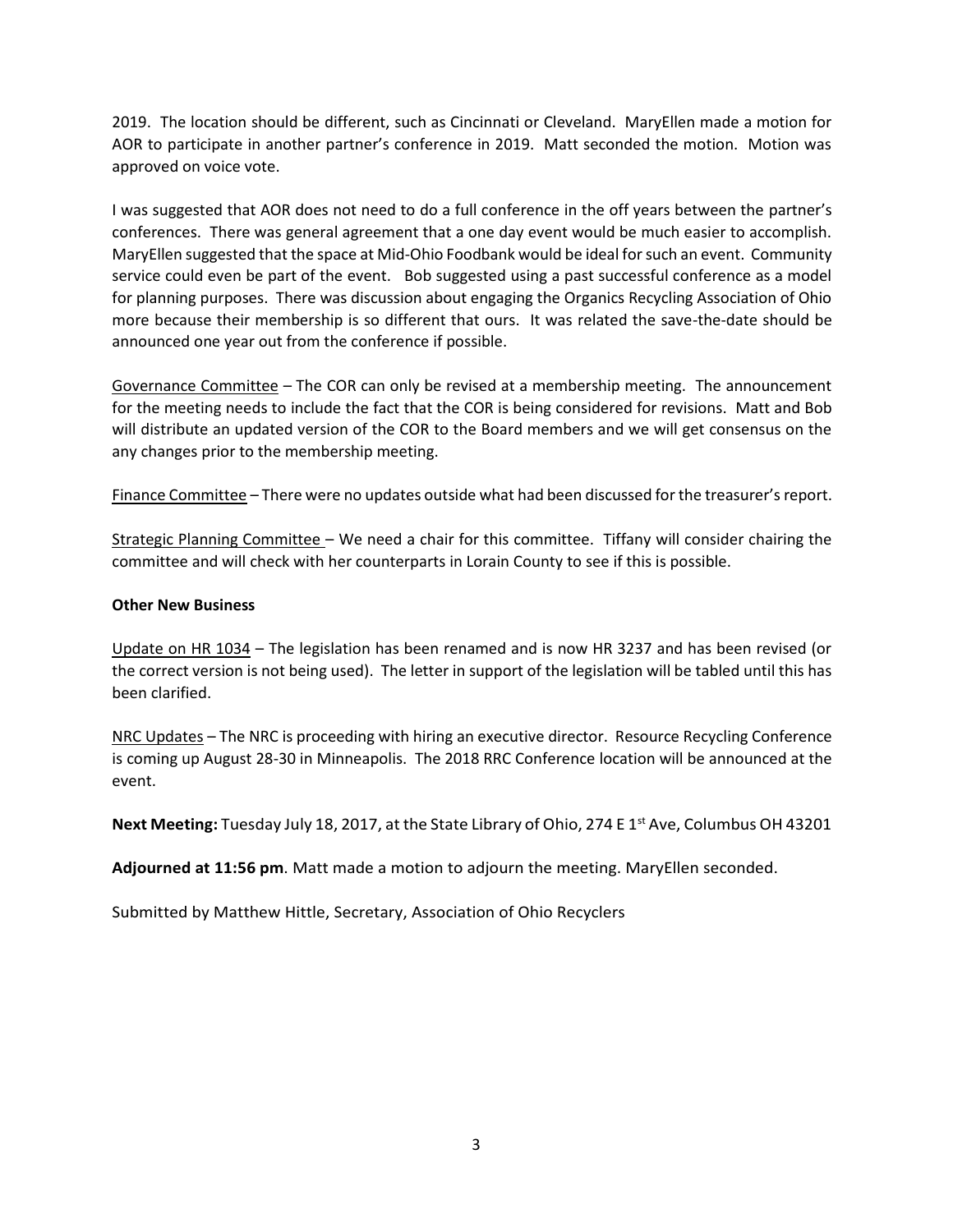2019. The location should be different, such as Cincinnati or Cleveland. MaryEllen made a motion for AOR to participate in another partner's conference in 2019. Matt seconded the motion. Motion was approved on voice vote.

I was suggested that AOR does not need to do a full conference in the off years between the partner's conferences. There was general agreement that a one day event would be much easier to accomplish. MaryEllen suggested that the space at Mid-Ohio Foodbank would be ideal for such an event. Community service could even be part of the event. Bob suggested using a past successful conference as a model for planning purposes. There was discussion about engaging the Organics Recycling Association of Ohio more because their membership is so different that ours. It was related the save-the-date should be announced one year out from the conference if possible.

<u>Governance Committee</u> – The COR can only be revised at a membership meeting. The announcement for the meeting needs to include the fact that the COR is being considered for revisions. Matt and Bob will distribute an updated version of the COR to the Board members and we will get consensus on the any changes prior to the membership meeting.

<u>Finance Committee</u> – There were no updates outside what had been discussed for the treasurer's report.

<u>Strategic Planning Committee</u> – We need a chair for this committee. Tiffany will consider chairing the committee and will check with her counterparts in Lorain County to see if this is possible.

**Other New Business**

<u>Update on HR 1034</u> – The legislation has been renamed and is now HR 3237 and has been revised (or the correct version is not being used). The letter in support of the legislation will be tabled until this has been clarified.

<u>NRC Updates</u> – The NRC is proceeding with hiring an executive director. Resource Recycling Conference is coming up August 28-30 in Minneapolis. The 2018 RRC Conference location will be announced at the event.

**Next Meeting:** Tuesday July 18, 2017, at the State Library of Ohio, 274 E 1st Ave, Columbus OH 43201

**Adjourned at 11:56 pm**. Matt made a motion to adjourn the meeting. MaryEllen seconded.

Submitted by Matthew Hittle, Secretary, Association of Ohio Recyclers